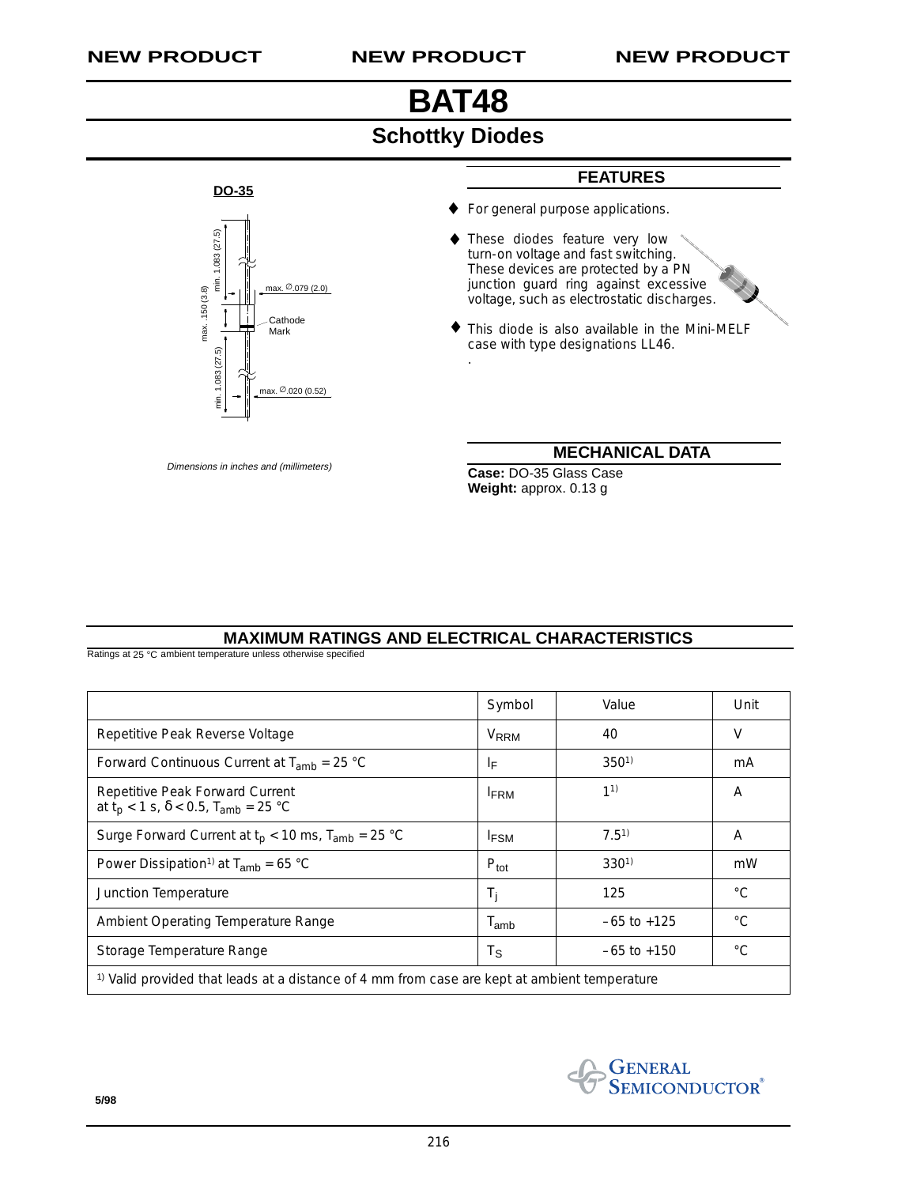NEW PRODUCT NEW PRODUCT NEW PRODUCT

# BAT48

## Schottky Diodes

**DO-35**

max. .150 (3.8)

min. 1.083 (27.5)

max. ∅.079 (2.0)

Cathode Mark

min. 1.083 (27.5)

max. ∅.020 (0.52)

*Dimensions in inches and (millimeters)*

### FEATURES

- For general purpose applications.
- These diodes feature very low turn-on voltage and fast switching. These devices are protected by a PN junction guard ring against excessive voltage, such as electrostatic discharges.
- This diode is also available in the Mini-MELF case with type designations LL46.

### MECHANICAL DATA

**Case:** DO-35 Glass Case
**Weight:** approx. 0.13 g

### MAXIMUM RATINGS AND ELECTRICAL CHARACTERISTICS

Ratings at 25 °C ambient temperature unless otherwise specified

| | Symbol | Value | Unit |
|---|---|---|---|
| Repetitive Peak Reverse Voltage | $V_{RRM}$ | 40 | V |
| Forward Continuous Current at $T_{amb}$ = 25 °C | $I_F$ | 350[1] | mA |
| Repetitive Peak Forward Current at $t_p$ < 1 s, δ < 0.5, $T_{amb}$ = 25 °C | $I_{FRM}$ | 1[1] | A |
| Surge Forward Current at $t_p$ < 10 ms, $T_{amb}$ = 25 °C | $I_{FSM}$ | 7.5[1] | A |
| Power Dissipation[1] at $T_{amb}$ = 65 °C | $P_{tot}$ | 330[1] | mW |
| Junction Temperature | $T_j$ | 125 | °C |
| Ambient Operating Temperature Range | $T_{amb}$ | –65 to +125 | °C |
| Storage Temperature Range | $T_S$ | –65 to +150 | °C |

[1] Valid provided that leads at a distance of 4 mm from case are kept at ambient temperature

5/98

GENERAL SEMICONDUCTOR®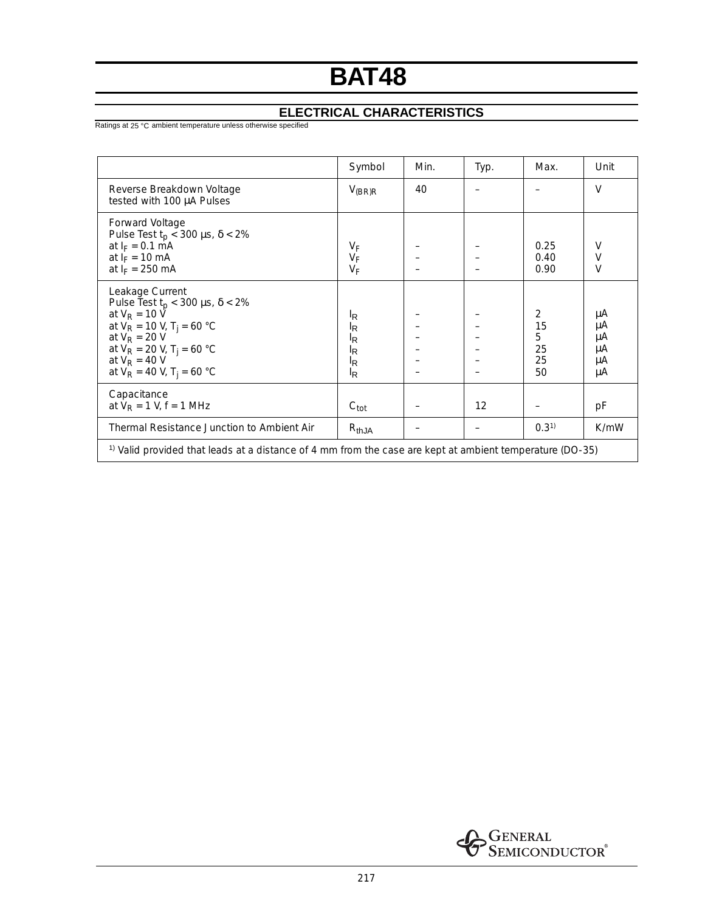# BAT48

## ELECTRICAL CHARACTERISTICS

Ratings at 25 °C ambient temperature unless otherwise specified

| | Symbol | Min. | Typ. | Max. | Unit |
|---|---|---|---|---|---|
| Reverse Breakdown Voltage<br>tested with 100 µA Pulses | $V_{(BR)R}$ | 40 | – | – | V |
| Forward Voltage<br>Pulse Test $t_p$ < 300 µs, δ < 2%<br>at $I_F$ = 0.1 mA<br>at $I_F$ = 10 mA<br>at $I_F$ = 250 mA | <br><br>$V_F$<br>$V_F$<br>$V_F$ | <br><br>–<br>–<br>– | <br><br>–<br>–<br>– | <br><br>0.25<br>0.40<br>0.90 | <br><br>V<br>V<br>V |
| Leakage Current<br>Pulse Test $t_p$ < 300 µs, δ < 2%<br>at $V_R$ = 10 V<br>at $V_R$ = 10 V, $T_j$ = 60 °C<br>at $V_R$ = 20 V<br>at $V_R$ = 20 V, $T_j$ = 60 °C<br>at $V_R$ = 40 V<br>at $V_R$ = 40 V, $T_j$ = 60 °C | <br><br>$I_R$<br>$I_R$<br>$I_R$<br>$I_R$<br>$I_R$<br>$I_R$ | <br><br>–<br>–<br>–<br>–<br>–<br>– | <br><br>–<br>–<br>–<br>–<br>–<br>– | <br><br>2<br>15<br>5<br>25<br>25<br>50 | <br><br>µA<br>µA<br>µA<br>µA<br>µA<br>µA |
| Capacitance<br>at $V_R$ = 1 V, f = 1 MHz | $C_{tot}$ | – | 12 | – | pF |
| Thermal Resistance Junction to Ambient Air | $R_{thJA}$ | – | – | 0.3[1)] | K/mW |

[1)] Valid provided that leads at a distance of 4 mm from the case are kept at ambient temperature (DO-35)

GENERAL SEMICONDUCTOR®